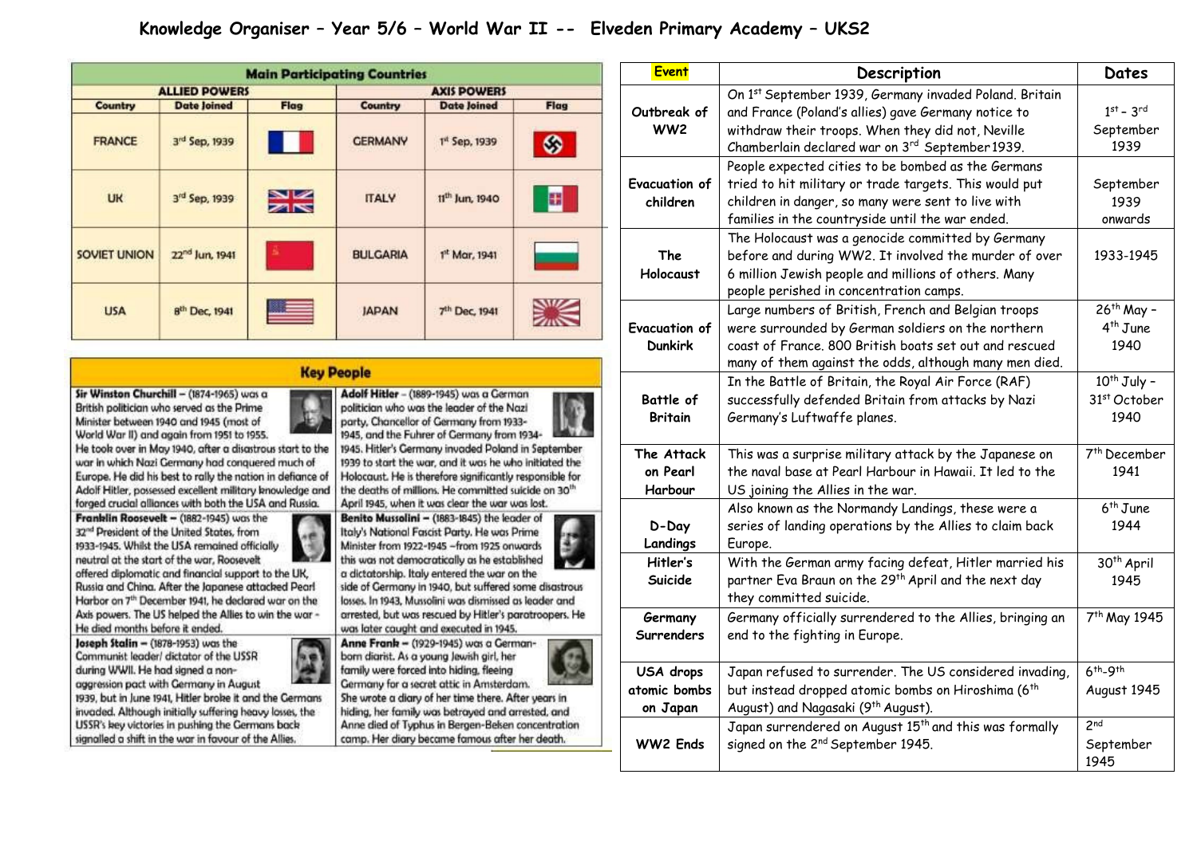# Knowledge Organiser – Year 5/6 – World War II -- Elveden Primary Academy – UKS2

## Main Participating Countries

| ALLIED POWERS | | | AXIS POWERS | | |
|---|---|---|---|---|---|
| Country | Date Joined | Flag | Country | Date Joined | Flag |
| FRANCE | 3rd Sep, 1939 | | GERMANY | 1st Sep, 1939 | |
| UK | 3rd Sep, 1939 | | ITALY | 11th Jun, 1940 | |
| SOVIET UNION | 22nd Jun, 1941 | | BULGARIA | 1st Mar, 1941 | |
| USA | 8th Dec, 1941 | | JAPAN | 7th Dec, 1941 | |

## Key People

**Sir Winston Churchill** – (1874-1965) was a British politician who served as the Prime Minister between 1940 and 1945 (most of World War II) and again from 1951 to 1955. He took over in May 1940, after a disastrous start to the war in which Nazi Germany had conquered much of Europe. He did his best to rally the nation in defiance of Adolf Hitler, possessed excellent military knowledge and forged crucial alliances with both the USA and Russia.

**Franklin Roosevelt** – (1882-1945) was the 32nd President of the United States, from 1933-1945. Whilst the USA remained officially neutral at the start of the war, Roosevelt offered diplomatic and financial support to the UK, Russia and China. After the Japanese attacked Pearl Harbor on 7th December 1941, he declared war on the Axis powers. The US helped the Allies to win the war - He died months before it ended.

**Joseph Stalin** – (1878-1953) was the Communist leader/ dictator of the USSR during WWII. He had signed a non-aggression pact with Germany in August 1939, but in June 1941, Hitler broke it and the Germans invaded. Although initially suffering heavy losses, the USSR's key victories in pushing the Germans back signalled a shift in the war in favour of the Allies.

**Adolf Hitler** – (1889-1945) was a German politician who was the leader of the Nazi party, Chancellor of Germany from 1933-1945, and the Fuhrer of Germany from 1934-1945. Hitler's Germany invaded Poland in September 1939 to start the war, and it was he who initiated the Holocaust. He is therefore significantly responsible for the deaths of millions. He committed suicide on 30th April 1945, when it was clear the war was lost.

**Benito Mussolini** – (1883-1845) the leader of Italy's National Fascist Party. He was Prime Minister from 1922-1945 –from 1925 onwards this was not democratically as he established a dictatorship. Italy entered the war on the side of Germany in 1940, but suffered some disastrous losses. In 1943, Mussolini was dismissed as leader and arrested, but was rescued by Hitler's paratroopers. He was later caught and executed in 1945.

**Anne Frank** – (1929-1945) was a German-born diarist. As a young Jewish girl, her family were forced into hiding, fleeing Germany for a secret attic in Amsterdam. She wrote a diary of her time there. After years in hiding, her family was betrayed and arrested, and Anne died of Typhus in Bergen-Belsen concentration camp. Her diary became famous after her death.

| Event | Description | Dates |
|---|---|---|
| Outbreak of WW2 | On 1st September 1939, Germany invaded Poland. Britain and France (Poland's allies) gave Germany notice to withdraw their troops. When they did not, Neville Chamberlain declared war on 3rd September 1939. | 1st – 3rd September 1939 |
| Evacuation of children | People expected cities to be bombed as the Germans tried to hit military or trade targets. This would put children in danger, so many were sent to live with families in the countryside until the war ended. | September 1939 onwards |
| The Holocaust | The Holocaust was a genocide committed by Germany before and during WW2. It involved the murder of over 6 million Jewish people and millions of others. Many people perished in concentration camps. | 1933-1945 |
| Evacuation of Dunkirk | Large numbers of British, French and Belgian troops were surrounded by German soldiers on the northern coast of France. 800 British boats set out and rescued many of them against the odds, although many men died. | 26th May – 4th June 1940 |
| Battle of Britain | In the Battle of Britain, the Royal Air Force (RAF) successfully defended Britain from attacks by Nazi Germany's Luftwaffe planes. | 10th July – 31st October 1940 |
| The Attack on Pearl Harbour | This was a surprise military attack by the Japanese on the naval base at Pearl Harbour in Hawaii. It led to the US joining the Allies in the war. | 7th December 1941 |
| D-Day Landings | Also known as the Normandy Landings, these were a series of landing operations by the Allies to claim back Europe. | 6th June 1944 |
| Hitler's Suicide | With the German army facing defeat, Hitler married his partner Eva Braun on the 29th April and the next day they committed suicide. | 30th April 1945 |
| Germany Surrenders | Germany officially surrendered to the Allies, bringing an end to the fighting in Europe. | 7th May 1945 |
| USA drops atomic bombs on Japan | Japan refused to surrender. The US considered invading, but instead dropped atomic bombs on Hiroshima (6th August) and Nagasaki (9th August). | 6th-9th August 1945 |
| WW2 Ends | Japan surrendered on August 15th and this was formally signed on the 2nd September 1945. | 2nd September 1945 |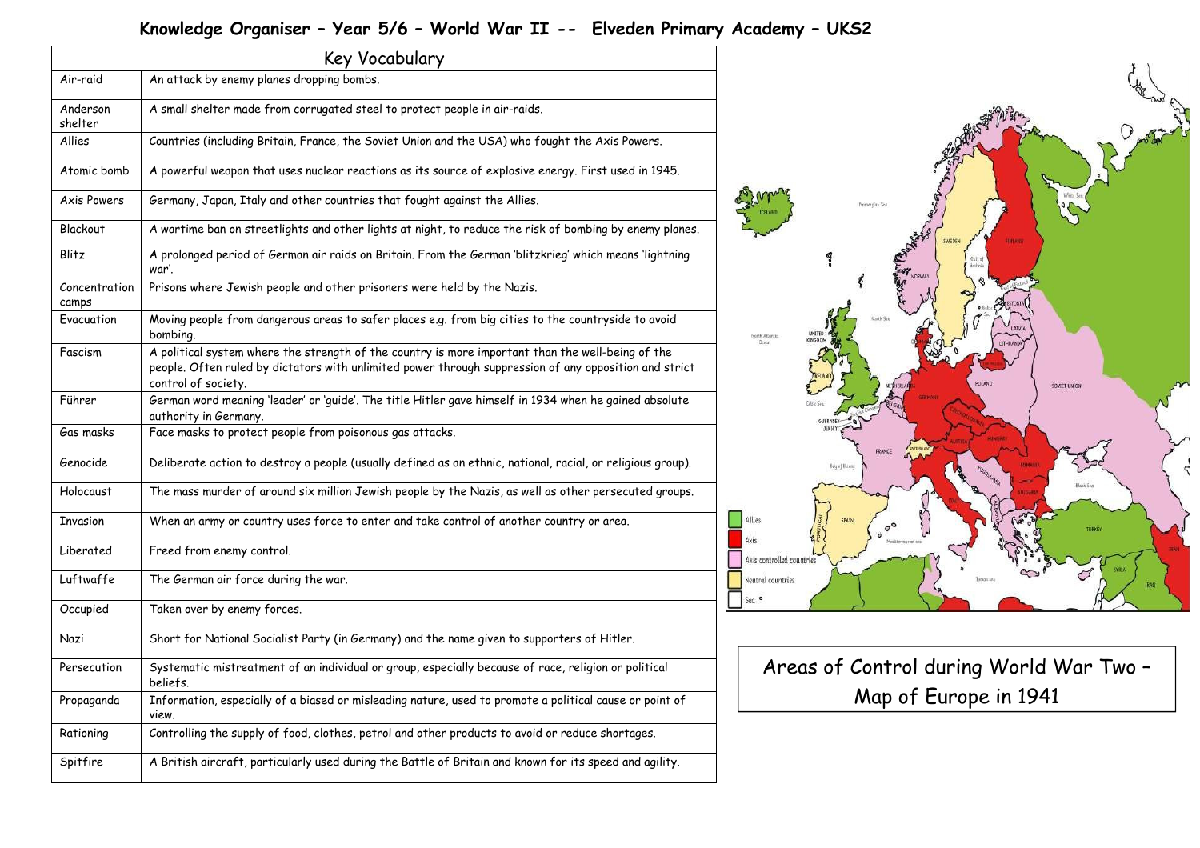# Knowledge Organiser – Year 5/6 – World War II -- Elveden Primary Academy – UKS2

| Key Vocabulary | |
|---|---|
| Air-raid | An attack by enemy planes dropping bombs. |
| Anderson shelter | A small shelter made from corrugated steel to protect people in air-raids. |
| Allies | Countries (including Britain, France, the Soviet Union and the USA) who fought the Axis Powers. |
| Atomic bomb | A powerful weapon that uses nuclear reactions as its source of explosive energy. First used in 1945. |
| Axis Powers | Germany, Japan, Italy and other countries that fought against the Allies. |
| Blackout | A wartime ban on streetlights and other lights at night, to reduce the risk of bombing by enemy planes. |
| Blitz | A prolonged period of German air raids on Britain. From the German 'blitzkrieg' which means 'lightning war'. |
| Concentration camps | Prisons where Jewish people and other prisoners were held by the Nazis. |
| Evacuation | Moving people from dangerous areas to safer places e.g. from big cities to the countryside to avoid bombing. |
| Fascism | A political system where the strength of the country is more important than the well-being of the people. Often ruled by dictators with unlimited power through suppression of any opposition and strict control of society. |
| Führer | German word meaning 'leader' or 'guide'. The title Hitler gave himself in 1934 when he gained absolute authority in Germany. |
| Gas masks | Face masks to protect people from poisonous gas attacks. |
| Genocide | Deliberate action to destroy a people (usually defined as an ethnic, national, racial, or religious group). |
| Holocaust | The mass murder of around six million Jewish people by the Nazis, as well as other persecuted groups. |
| Invasion | When an army or country uses force to enter and take control of another country or area. |
| Liberated | Freed from enemy control. |
| Luftwaffe | The German air force during the war. |
| Occupied | Taken over by enemy forces. |
| Nazi | Short for National Socialist Party (in Germany) and the name given to supporters of Hitler. |
| Persecution | Systematic mistreatment of an individual or group, especially because of race, religion or political beliefs. |
| Propaganda | Information, especially of a biased or misleading nature, used to promote a political cause or point of view. |
| Rationing | Controlling the supply of food, clothes, petrol and other products to avoid or reduce shortages. |
| Spitfire | A British aircraft, particularly used during the Battle of Britain and known for its speed and agility. |

Allies
Axis
Axis controlled countries
Neutral countries
Sea

ICELAND
Norwegian Sea
SWEDEN
FINLAND
NORWAY
North Sea
UNITED KINGDOM
IRELAND
North Atlantic Ocean
ESTONIA
LATVIA
LITHUANIA
POLAND
GERMANY
NETHERLANDS
BELGIUM
SOVIET UNION
GUERNSEY
JERSEY
FRANCE
SWITZERLAND
AUSTRIA
HUNGARY
ROMANIA
YUGOSLAVIA
BULGARIA
ITALY
Black Sea
SPAIN
PORTUGAL
TURKEY
Mediterranean sea
SYRIA
IRAQ
White Sea
Bay of Biscay
Celtic Sea

## Areas of Control during World War Two – Map of Europe in 1941